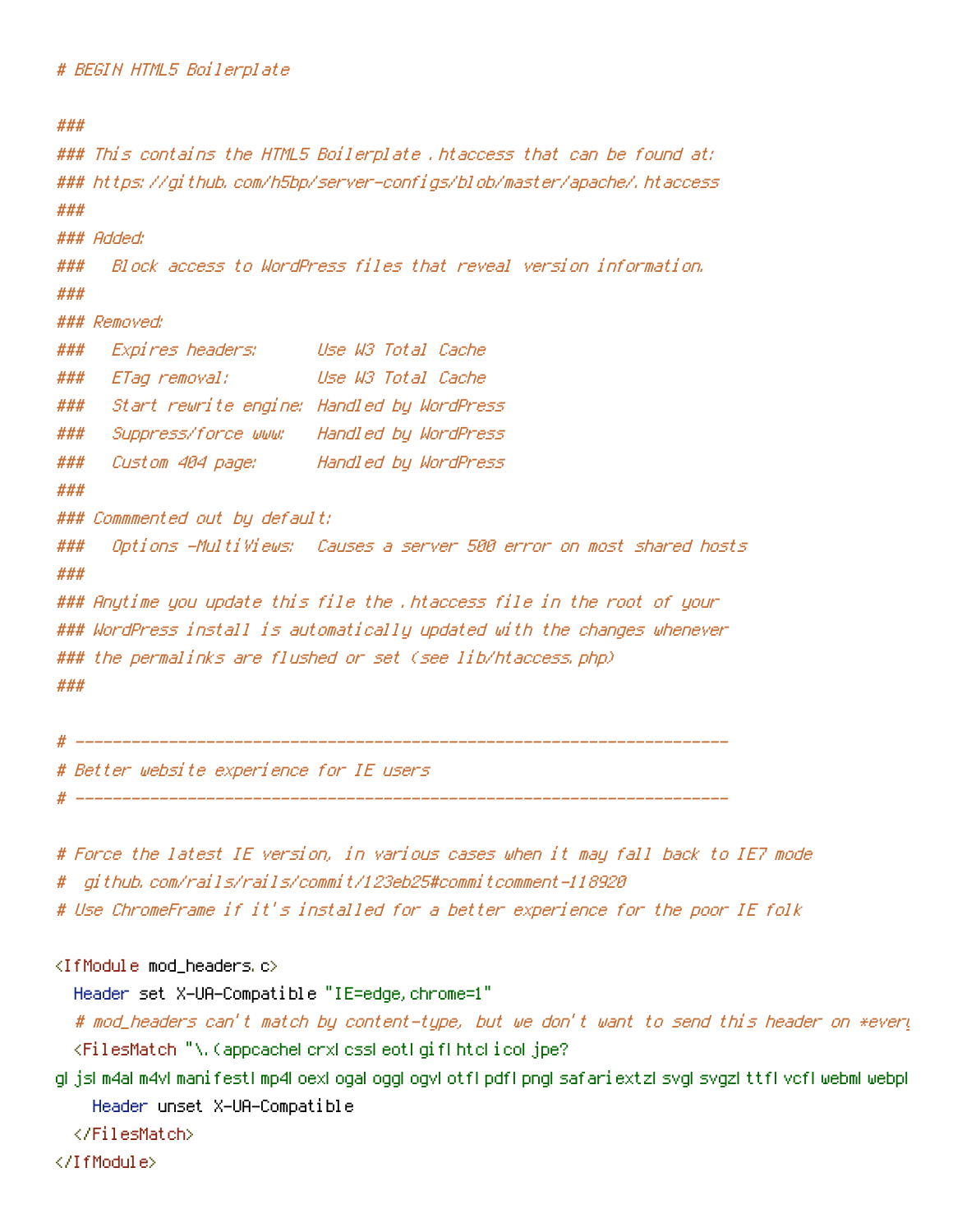```
# BEGIN HTML5 Boilerplate

###
### This contains the HTML5 Boilerplate .htaccess that can be found at:
### https://github.com/h5bp/server-configs/blob/master/apache/.htaccess
###
### Added:
###   Block access to WordPress files that reveal version information.
###
### Removed:
###   Expires headers:      Use W3 Total Cache
###   ETag removal:         Use W3 Total Cache
###   Start rewrite engine: Handled by WordPress
###   Suppress/force www:   Handled by WordPress
###   Custom 404 page:      Handled by WordPress
###
### Commmented out by default:
###   Options -MultiViews:  Causes a server 500 error on most shared hosts
###
### Anytime you update this file the .htaccess file in the root of your
### WordPress install is automatically updated with the changes whenever
### the permalinks are flushed or set (see lib/htaccess.php)
###

# ----------------------------------------------------------------------
# Better website experience for IE users
# ----------------------------------------------------------------------

# Force the latest IE version, in various cases when it may fall back to IE7 mode
#  github.com/rails/rails/commit/123eb25#commitcomment-118920
# Use ChromeFrame if it's installed for a better experience for the poor IE folk

<IfModule mod_headers.c>
  Header set X-UA-Compatible "IE=edge,chrome=1"
  # mod_headers can't match by content-type, but we don't want to send this header on *every
  <FilesMatch "\.(appcache|crx|css|eot|gif|htc|ico|jpe?
g|js|m4a|m4v|manifest|mp4|oex|oga|ogg|ogv|otf|pdf|png|safariextz|svg|svgz|ttf|vcf|webm|webp|
    Header unset X-UA-Compatible
  </FilesMatch>
</IfModule>
```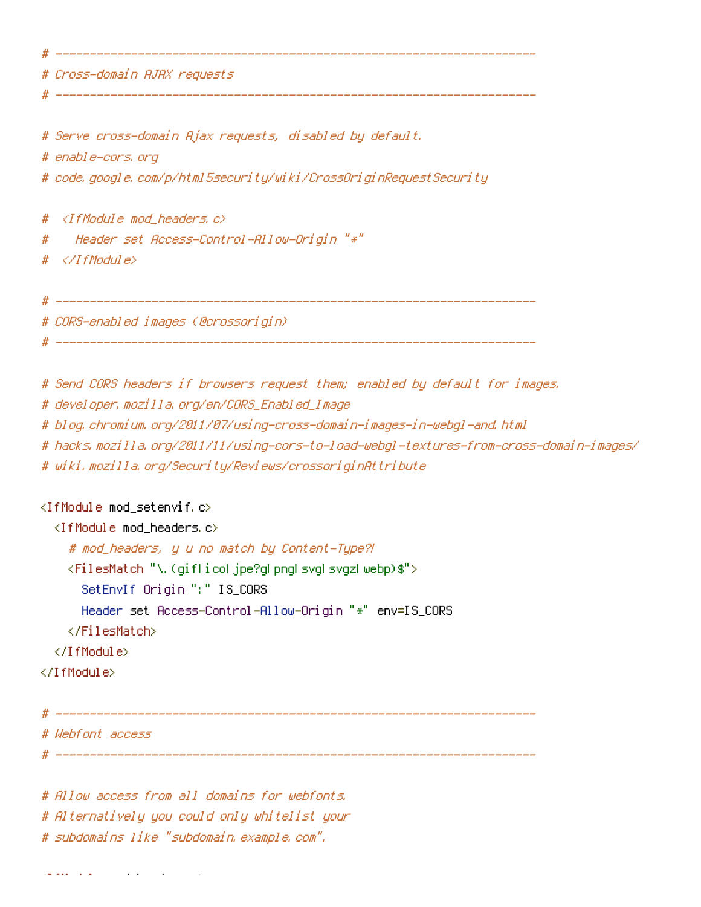```
# ----------------------------------------------------------------------
# Cross-domain AJAX requests
# ----------------------------------------------------------------------

# Serve cross-domain Ajax requests, disabled by default.
# enable-cors.org
# code.google.com/p/html5security/wiki/CrossOriginRequestSecurity

#  <IfModule mod_headers.c>
#    Header set Access-Control-Allow-Origin "*"
#  </IfModule>

# ----------------------------------------------------------------------
# CORS-enabled images (@crossorigin)
# ----------------------------------------------------------------------

# Send CORS headers if browsers request them; enabled by default for images.
# developer.mozilla.org/en/CORS_Enabled_Image
# blog.chromium.org/2011/07/using-cross-domain-images-in-webgl-and.html
# hacks.mozilla.org/2011/11/using-cors-to-load-webgl-textures-from-cross-domain-images/
# wiki.mozilla.org/Security/Reviews/crossoriginAttribute

<IfModule mod_setenvif.c>
  <IfModule mod_headers.c>
    # mod_headers, y u no match by Content-Type?!
    <FilesMatch "\.(gif|ico|jpe?g|png|svg|svgz|webp)$">
      SetEnvIf Origin ":" IS_CORS
      Header set Access-Control-Allow-Origin "*" env=IS_CORS
    </FilesMatch>
  </IfModule>
</IfModule>

# ----------------------------------------------------------------------
# Webfont access
# ----------------------------------------------------------------------

# Allow access from all domains for webfonts.
# Alternatively you could only whitelist your
# subdomains like "subdomain.example.com".
```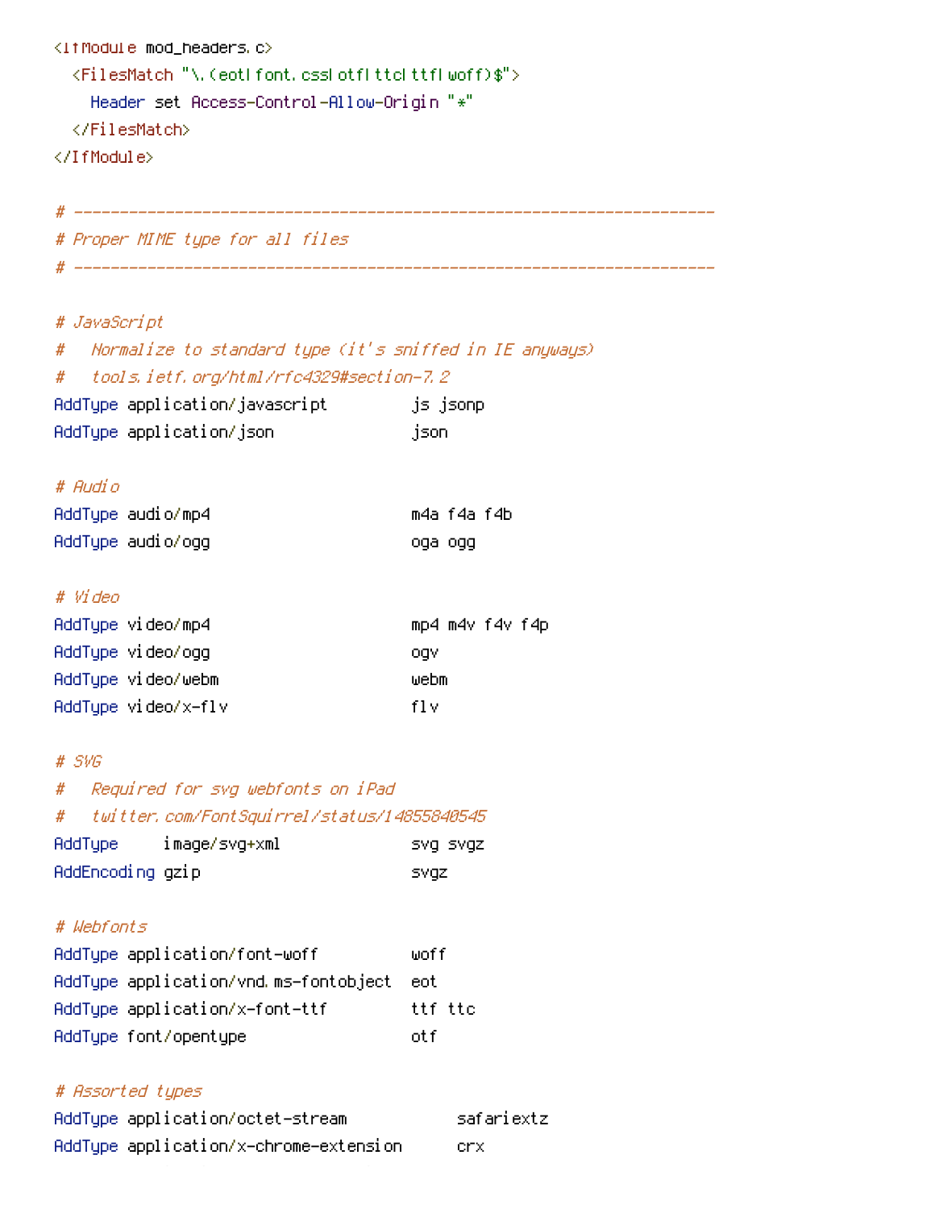```
<IfModule mod_headers.c>
  <FilesMatch "\.(eot|font.css|otf|ttc|ttf|woff)$">
    Header set Access-Control-Allow-Origin "*"
  </FilesMatch>
</IfModule>

# ----------------------------------------------------------------------
# Proper MIME type for all files
# ----------------------------------------------------------------------

# JavaScript
#   Normalize to standard type (it's sniffed in IE anyways)
#   tools.ietf.org/html/rfc4329#section-7.2
AddType application/javascript         js jsonp
AddType application/json               json

# Audio
AddType audio/mp4                      m4a f4a f4b
AddType audio/ogg                      oga ogg

# Video
AddType video/mp4                      mp4 m4v f4v f4p
AddType video/ogg                      ogv
AddType video/webm                     webm
AddType video/x-flv                    flv

# SVG
#   Required for svg webfonts on iPad
#   twitter.com/FontSquirrel/status/14855840545
AddType     image/svg+xml              svg svgz
AddEncoding gzip                       svgz

# Webfonts
AddType application/font-woff          woff
AddType application/vnd.ms-fontobject  eot
AddType application/x-font-ttf         ttf ttc
AddType font/opentype                  otf

# Assorted types
AddType application/octet-stream            safariextz
AddType application/x-chrome-extension      crx
```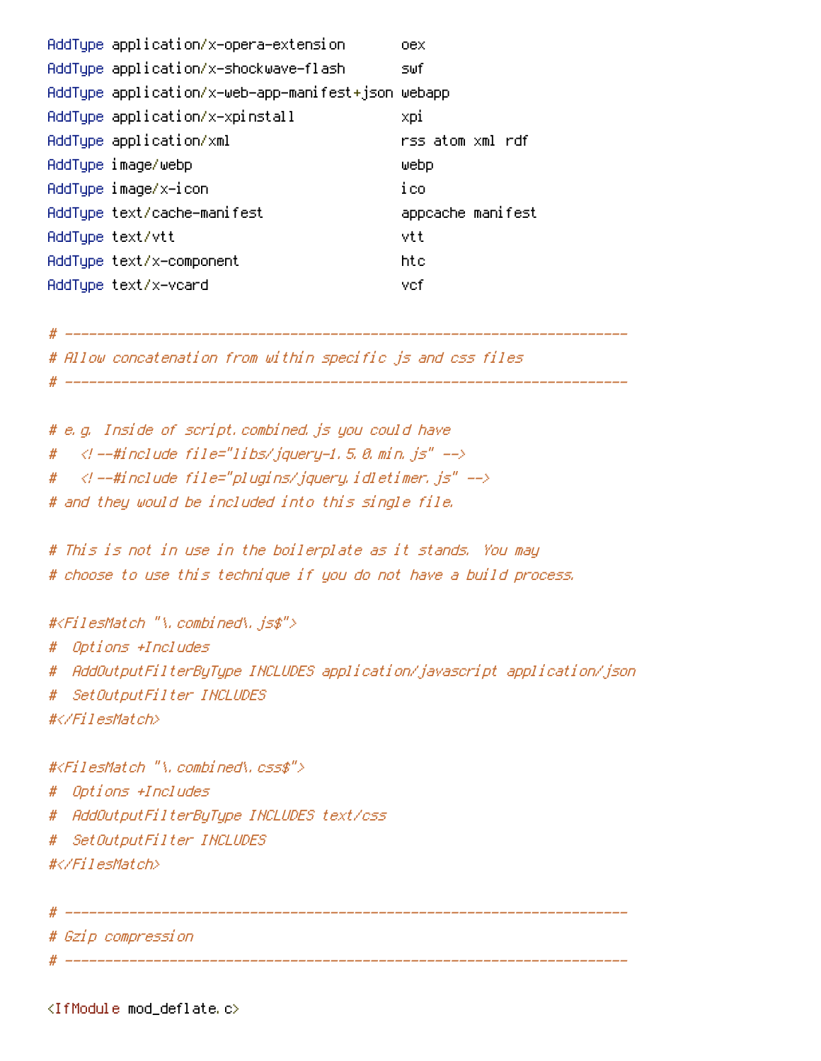```
AddType application/x-opera-extension       oex
AddType application/x-shockwave-flash       swf
AddType application/x-web-app-manifest+json webapp
AddType application/x-xpinstall             xpi
AddType application/xml                     rss atom xml rdf
AddType image/webp                          webp
AddType image/x-icon                        ico
AddType text/cache-manifest                 appcache manifest
AddType text/vtt                            vtt
AddType text/x-component                    htc
AddType text/x-vcard                        vcf

# ----------------------------------------------------------------------
# Allow concatenation from within specific js and css files
# ----------------------------------------------------------------------

# e.g. Inside of script.combined.js you could have
#   <!--#include file="libs/jquery-1.5.0.min.js" -->
#   <!--#include file="plugins/jquery.idletimer.js" -->
# and they would be included into this single file.

# This is not in use in the boilerplate as it stands.  You may
# choose to use this technique if you do not have a build process.

#<FilesMatch "\.combined\.js$">
#  Options +Includes
#  AddOutputFilterByType INCLUDES application/javascript application/json
#  SetOutputFilter INCLUDES
#</FilesMatch>

#<FilesMatch "\.combined\.css$">
#  Options +Includes
#  AddOutputFilterByType INCLUDES text/css
#  SetOutputFilter INCLUDES
#</FilesMatch>

# ----------------------------------------------------------------------
# Gzip compression
# ----------------------------------------------------------------------

<IfModule mod_deflate.c>
```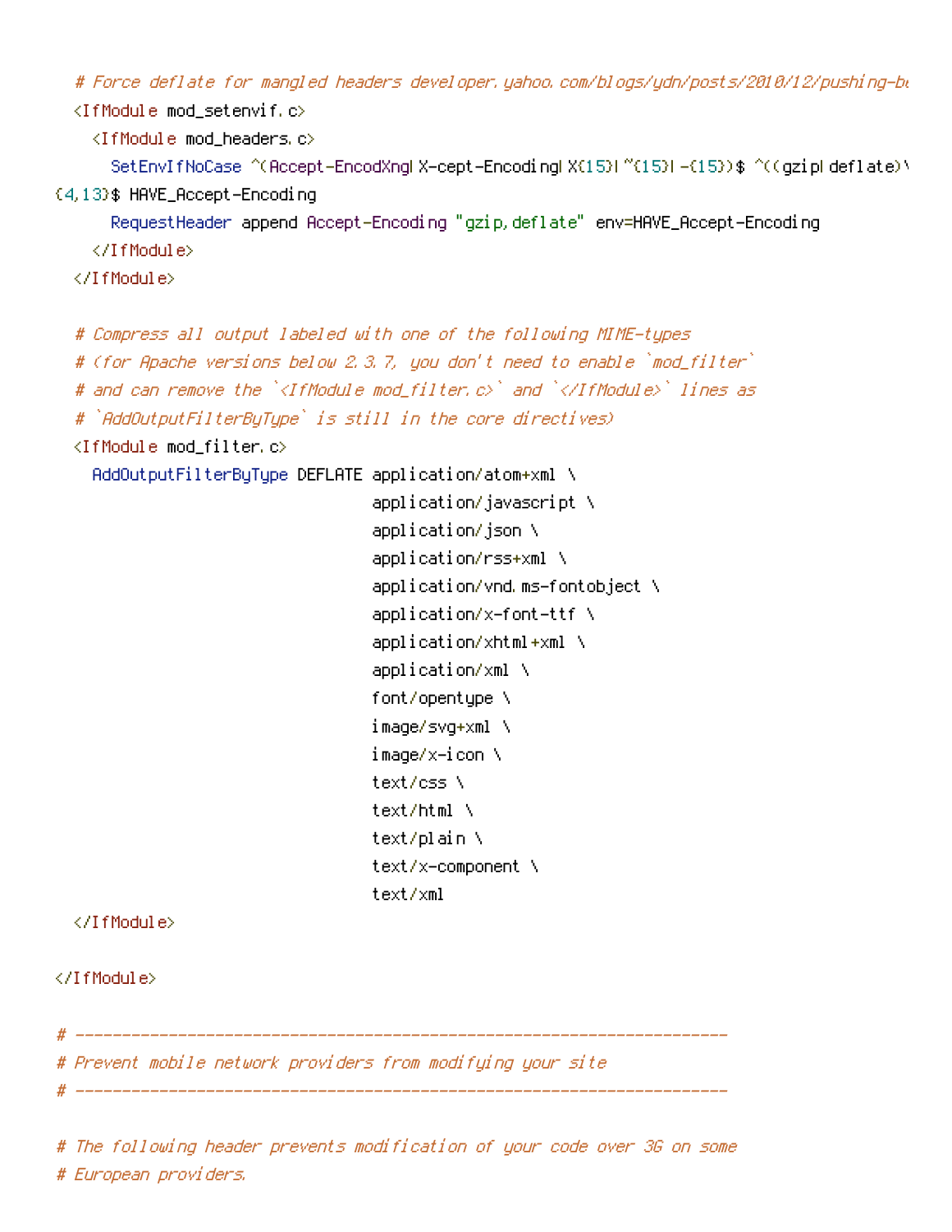```
    # Force deflate for mangled headers developer.yahoo.com/blogs/ydn/posts/2010/12/pushing-be
    <IfModule mod_setenvif.c>
      <IfModule mod_headers.c>
        SetEnvIfNoCase ^(Accept-EncodXng|X-cept-Encoding|X{15}|~{15}|-{15})$ ^((gzip|deflate)\
{4,13}$ HAVE_Accept-Encoding
        RequestHeader append Accept-Encoding "gzip,deflate" env=HAVE_Accept-Encoding
      </IfModule>
    </IfModule>

    # Compress all output labeled with one of the following MIME-types
    # (for Apache versions below 2.3.7, you don't need to enable `mod_filter`
    # and can remove the `<IfModule mod_filter.c>` and `</IfModule>` lines as
    # `AddOutputFilterByType` is still in the core directives)
    <IfModule mod_filter.c>
      AddOutputFilterByType DEFLATE application/atom+xml \
                                    application/javascript \
                                    application/json \
                                    application/rss+xml \
                                    application/vnd.ms-fontobject \
                                    application/x-font-ttf \
                                    application/xhtml+xml \
                                    application/xml \
                                    font/opentype \
                                    image/svg+xml \
                                    image/x-icon \
                                    text/css \
                                    text/html \
                                    text/plain \
                                    text/x-component \
                                    text/xml
    </IfModule>

</IfModule>

# ----------------------------------------------------------------------
# Prevent mobile network providers from modifying your site
# ----------------------------------------------------------------------

# The following header prevents modification of your code over 3G on some
# European providers.
```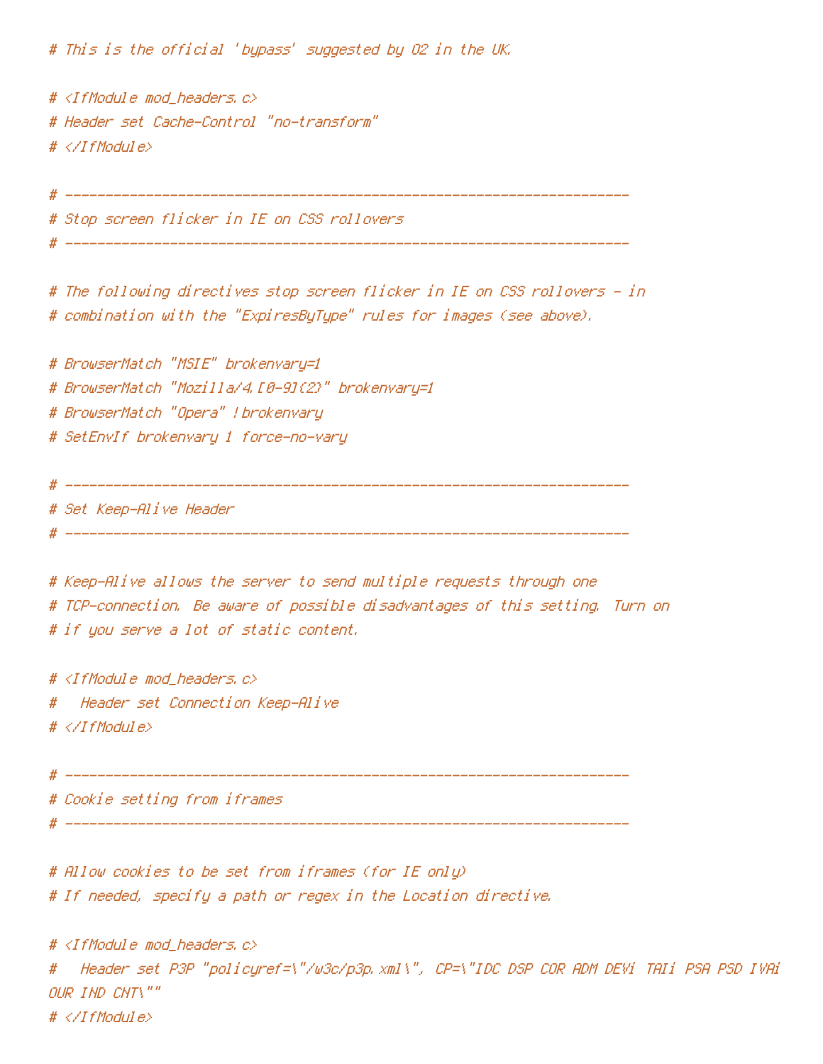```
# This is the official 'bypass' suggested by O2 in the UK.

# <IfModule mod_headers.c>
# Header set Cache-Control "no-transform"
# </IfModule>

# ----------------------------------------------------------------------
# Stop screen flicker in IE on CSS rollovers
# ----------------------------------------------------------------------

# The following directives stop screen flicker in IE on CSS rollovers - in
# combination with the "ExpiresByType" rules for images (see above).

# BrowserMatch "MSIE" brokenvary=1
# BrowserMatch "Mozilla/4.[0-9]{2}" brokenvary=1
# BrowserMatch "Opera" !brokenvary
# SetEnvIf brokenvary 1 force-no-vary

# ----------------------------------------------------------------------
# Set Keep-Alive Header
# ----------------------------------------------------------------------

# Keep-Alive allows the server to send multiple requests through one
# TCP-connection. Be aware of possible disadvantages of this setting. Turn on
# if you serve a lot of static content.

# <IfModule mod_headers.c>
#   Header set Connection Keep-Alive
# </IfModule>

# ----------------------------------------------------------------------
# Cookie setting from iframes
# ----------------------------------------------------------------------

# Allow cookies to be set from iframes (for IE only)
# If needed, specify a path or regex in the Location directive.

# <IfModule mod_headers.c>
#   Header set P3P "policyref=\"/w3c/p3p.xml\", CP=\"IDC DSP COR ADM DEVi TAIi PSA PSD IVAi
OUR IND CNT\""
# </IfModule>
```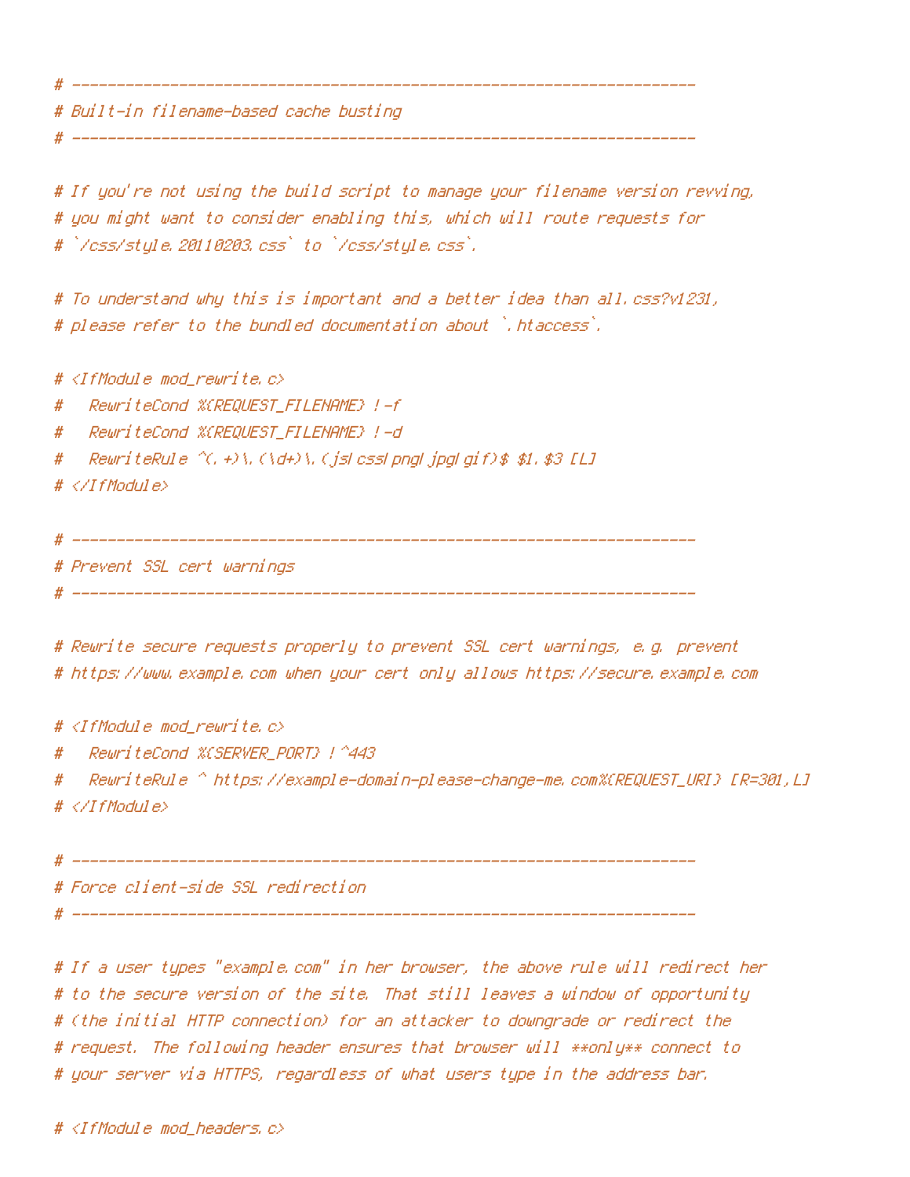```
# ----------------------------------------------------------------------
# Built-in filename-based cache busting
# ----------------------------------------------------------------------

# If you're not using the build script to manage your filename version revving,
# you might want to consider enabling this, which will route requests for
# `/css/style.20110203.css` to `/css/style.css`.

# To understand why this is important and a better idea than all.css?v1231,
# please refer to the bundled documentation about `.htaccess`.

# <IfModule mod_rewrite.c>
#   RewriteCond %{REQUEST_FILENAME} !-f
#   RewriteCond %{REQUEST_FILENAME} !-d
#   RewriteRule ^(.+)\.(\d+)\.(js|css|png|jpg|gif)$ $1.$3 [L]
# </IfModule>

# ----------------------------------------------------------------------
# Prevent SSL cert warnings
# ----------------------------------------------------------------------

# Rewrite secure requests properly to prevent SSL cert warnings, e.g. prevent
# https://www.example.com when your cert only allows https://secure.example.com

# <IfModule mod_rewrite.c>
#   RewriteCond %{SERVER_PORT} !^443
#   RewriteRule ^ https://example-domain-please-change-me.com%{REQUEST_URI} [R=301,L]
# </IfModule>

# ----------------------------------------------------------------------
# Force client-side SSL redirection
# ----------------------------------------------------------------------

# If a user types "example.com" in her browser, the above rule will redirect her
# to the secure version of the site. That still leaves a window of opportunity
# (the initial HTTP connection) for an attacker to downgrade or redirect the
# request. The following header ensures that browser will **only** connect to
# your server via HTTPS, regardless of what users type in the address bar.

# <IfModule mod_headers.c>
```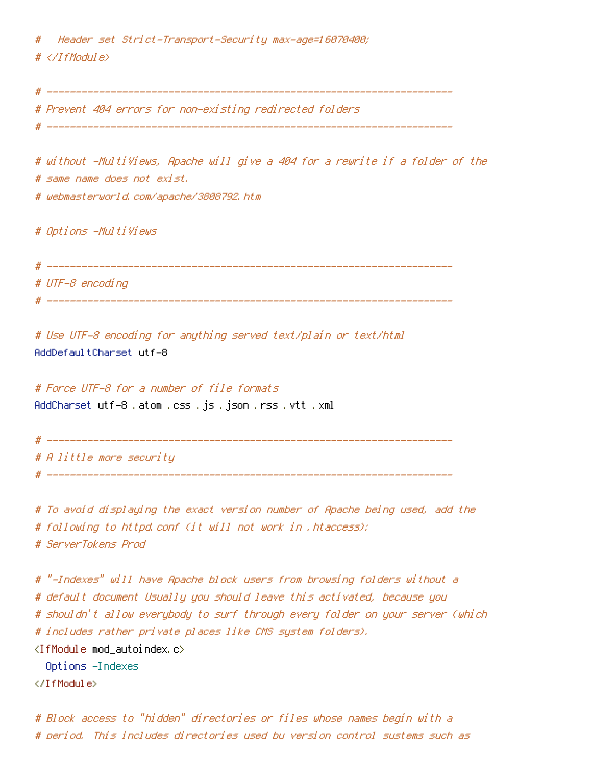```
#   Header set Strict-Transport-Security max-age=16070400;
# </IfModule>

# ----------------------------------------------------------------------
# Prevent 404 errors for non-existing redirected folders
# ----------------------------------------------------------------------

# without -MultiViews, Apache will give a 404 for a rewrite if a folder of the
# same name does not exist.
# webmasterworld.com/apache/3808792.htm

# Options -MultiViews

# ----------------------------------------------------------------------
# UTF-8 encoding
# ----------------------------------------------------------------------

# Use UTF-8 encoding for anything served text/plain or text/html
AddDefaultCharset utf-8

# Force UTF-8 for a number of file formats
AddCharset utf-8 .atom .css .js .json .rss .vtt .xml

# ----------------------------------------------------------------------
# A little more security
# ----------------------------------------------------------------------

# To avoid displaying the exact version number of Apache being used, add the
# following to httpd.conf (it will not work in .htaccess):
# ServerTokens Prod

# "-Indexes" will have Apache block users from browsing folders without a
# default document Usually you should leave this activated, because you
# shouldn't allow everybody to surf through every folder on your server (which
# includes rather private places like CMS system folders).
<IfModule mod_autoindex.c>
  Options -Indexes
</IfModule>

# Block access to "hidden" directories or files whose names begin with a
# period. This includes directories used by version control systems such as
```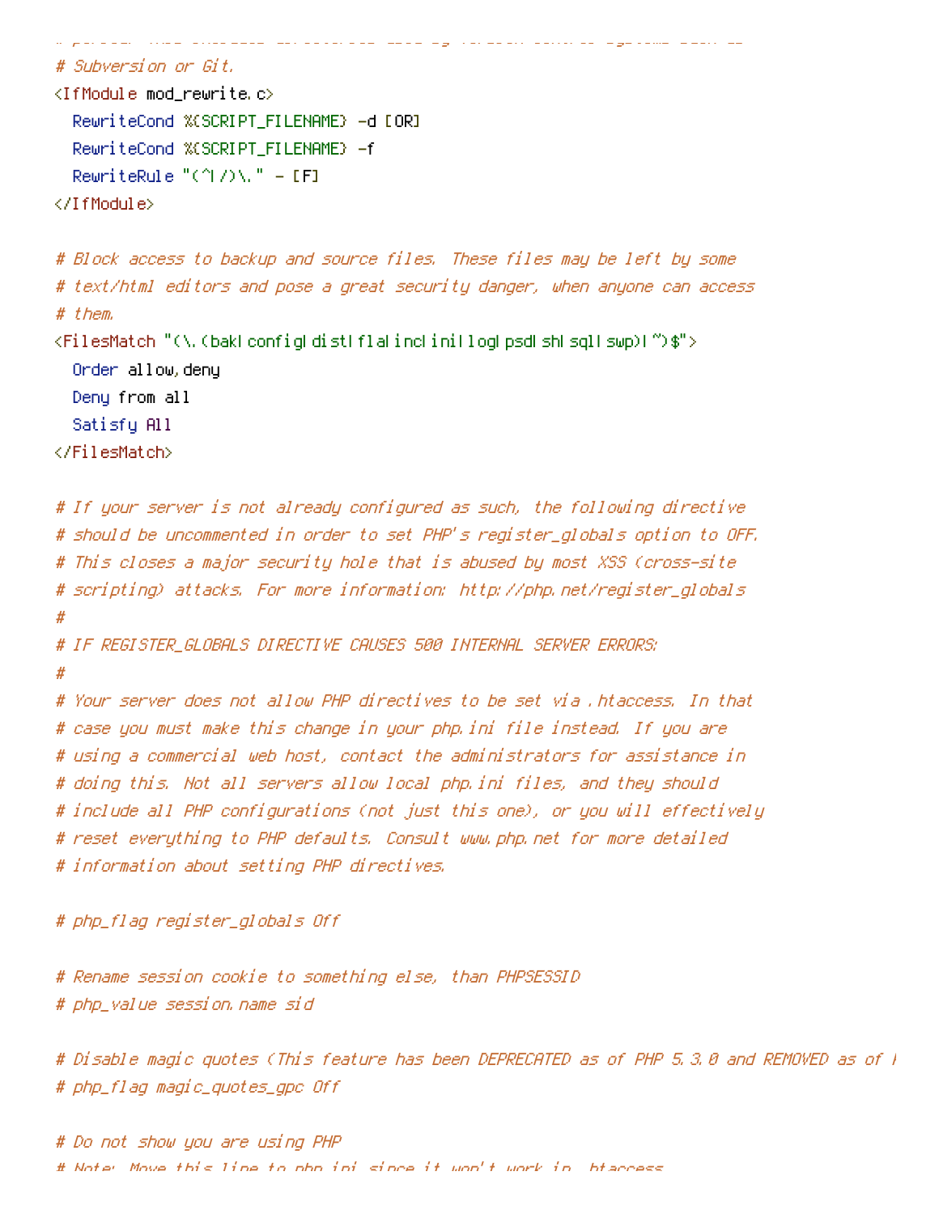```
# Subversion or Git.
<IfModule mod_rewrite.c>
  RewriteCond %{SCRIPT_FILENAME} -d [OR]
  RewriteCond %{SCRIPT_FILENAME} -f
  RewriteRule "(^|/)\." - [F]
</IfModule>

# Block access to backup and source files. These files may be left by some
# text/html editors and pose a great security danger, when anyone can access
# them.
<FilesMatch "(\.(bak|config|dist|fla|inc|ini|log|psd|sh|sql|swp)|~)$">
  Order allow,deny
  Deny from all
  Satisfy All
</FilesMatch>

# If your server is not already configured as such, the following directive
# should be uncommented in order to set PHP's register_globals option to OFF.
# This closes a major security hole that is abused by most XSS (cross-site
# scripting) attacks. For more information: http://php.net/register_globals
#
# IF REGISTER_GLOBALS DIRECTIVE CAUSES 500 INTERNAL SERVER ERRORS:
#
# Your server does not allow PHP directives to be set via .htaccess. In that
# case you must make this change in your php.ini file instead. If you are
# using a commercial web host, contact the administrators for assistance in
# doing this. Not all servers allow local php.ini files, and they should
# include all PHP configurations (not just this one), or you will effectively
# reset everything to PHP defaults. Consult www.php.net for more detailed
# information about setting PHP directives.

# php_flag register_globals Off

# Rename session cookie to something else, than PHPSESSID
# php_value session.name sid

# Disable magic quotes (This feature has been DEPRECATED as of PHP 5.3.0 and REMOVED as of P
# php_flag magic_quotes_gpc Off

# Do not show you are using PHP
# Note: Move this line to php.ini since it won't work in .htaccess
```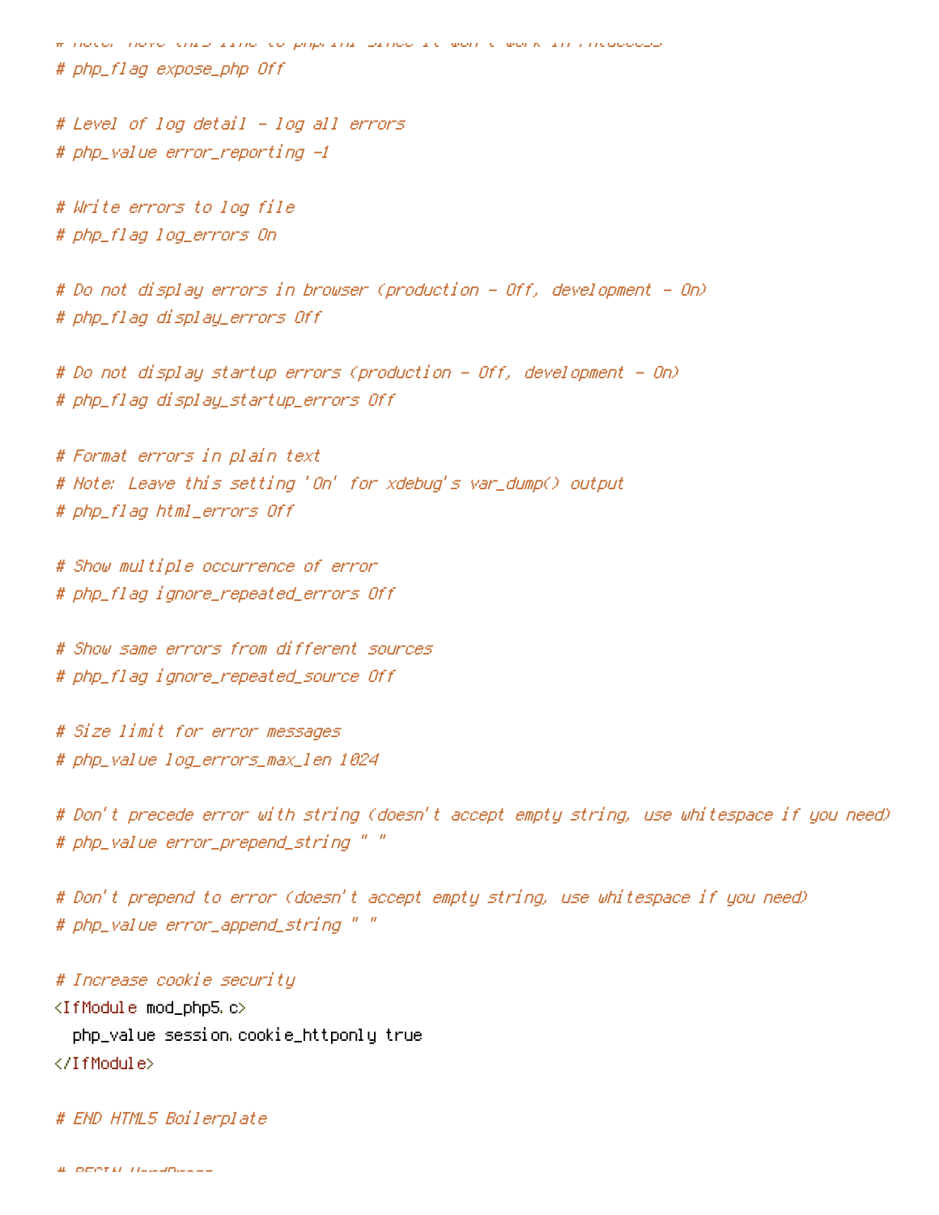```
# Note: Move this line to php.ini since it won't work in .htaccess
# php_flag expose_php Off

# Level of log detail - log all errors
# php_value error_reporting -1

# Write errors to log file
# php_flag log_errors On

# Do not display errors in browser (production - Off, development - On)
# php_flag display_errors Off

# Do not display startup errors (production - Off, development - On)
# php_flag display_startup_errors Off

# Format errors in plain text
# Note: Leave this setting 'On' for xdebug's var_dump() output
# php_flag html_errors Off

# Show multiple occurrence of error
# php_flag ignore_repeated_errors Off

# Show same errors from different sources
# php_flag ignore_repeated_source Off

# Size limit for error messages
# php_value log_errors_max_len 1024

# Don't precede error with string (doesn't accept empty string, use whitespace if you need)
# php_value error_prepend_string " "

# Don't prepend to error (doesn't accept empty string, use whitespace if you need)
# php_value error_append_string " "

# Increase cookie security
<IfModule mod_php5.c>
  php_value session.cookie_httponly true
</IfModule>

# END HTML5 Boilerplate

# BEGIN WordPress
```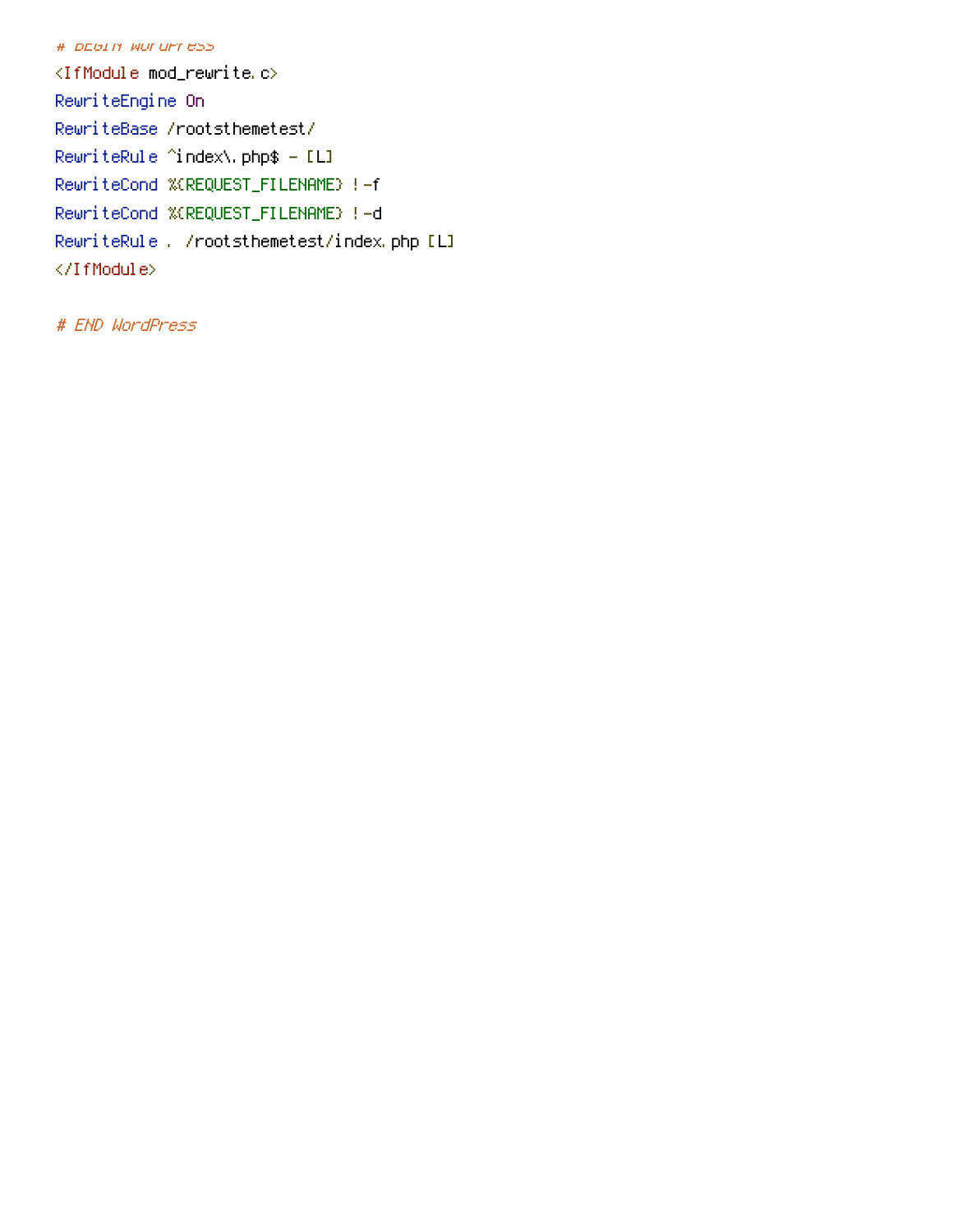```
# BEGIN WordPress
<IfModule mod_rewrite.c>
RewriteEngine On
RewriteBase /rootsthemetest/
RewriteRule ^index\.php$ - [L]
RewriteCond %{REQUEST_FILENAME} !-f
RewriteCond %{REQUEST_FILENAME} !-d
RewriteRule . /rootsthemetest/index.php [L]
</IfModule>

# END WordPress
```